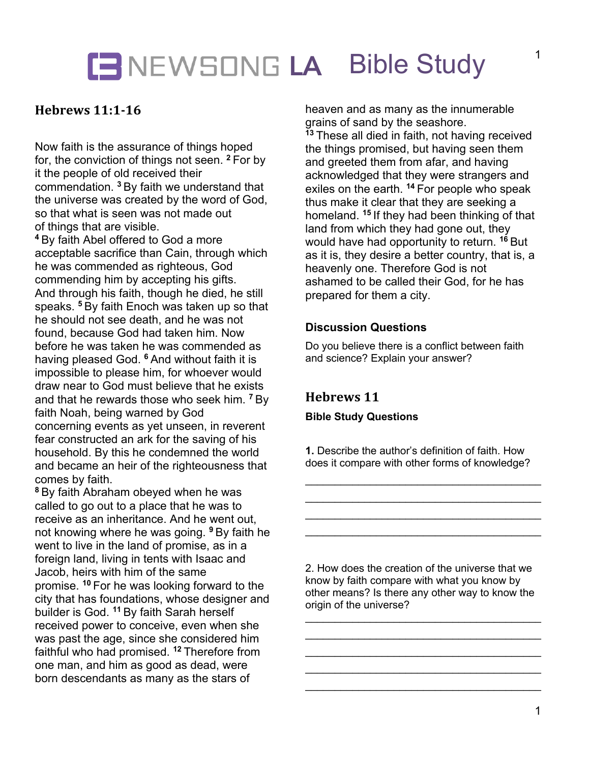# NEWSONG LA Bible Study

## Hebrews 11:1-16

Now faith is the assurance of things hoped for, the conviction of things not seen. [2] For by it the people of old received their commendation. [3] By faith we understand that the universe was created by the word of God, so that what is seen was not made out of things that are visible.

[4] By faith Abel offered to God a more acceptable sacrifice than Cain, through which he was commended as righteous, God commending him by accepting his gifts. And through his faith, though he died, he still speaks. [5] By faith Enoch was taken up so that he should not see death, and he was not found, because God had taken him. Now before he was taken he was commended as having pleased God. [6] And without faith it is impossible to please him, for whoever would draw near to God must believe that he exists and that he rewards those who seek him. [7] By faith Noah, being warned by God concerning events as yet unseen, in reverent fear constructed an ark for the saving of his household. By this he condemned the world and became an heir of the righteousness that comes by faith.

[8] By faith Abraham obeyed when he was called to go out to a place that he was to receive as an inheritance. And he went out, not knowing where he was going. [9] By faith he went to live in the land of promise, as in a foreign land, living in tents with Isaac and Jacob, heirs with him of the same promise. [10] For he was looking forward to the city that has foundations, whose designer and builder is God. [11] By faith Sarah herself received power to conceive, even when she was past the age, since she considered him faithful who had promised. [12] Therefore from one man, and him as good as dead, were born descendants as many as the stars of heaven and as many as the innumerable grains of sand by the seashore.

[13] These all died in faith, not having received the things promised, but having seen them and greeted them from afar, and having acknowledged that they were strangers and exiles on the earth. [14] For people who speak thus make it clear that they are seeking a homeland. [15] If they had been thinking of that land from which they had gone out, they would have had opportunity to return. [16] But as it is, they desire a better country, that is, a heavenly one. Therefore God is not ashamed to be called their God, for he has prepared for them a city.

### Discussion Questions

Do you believe there is a conflict between faith and science? Explain your answer?

## Hebrews 11

### Bible Study Questions

**1.** Describe the author's definition of faith. How does it compare with other forms of knowledge?

________________________________________
________________________________________
________________________________________
________________________________________

2. How does the creation of the universe that we know by faith compare with what you know by other means? Is there any other way to know the origin of the universe?

________________________________________
________________________________________
________________________________________
________________________________________
________________________________________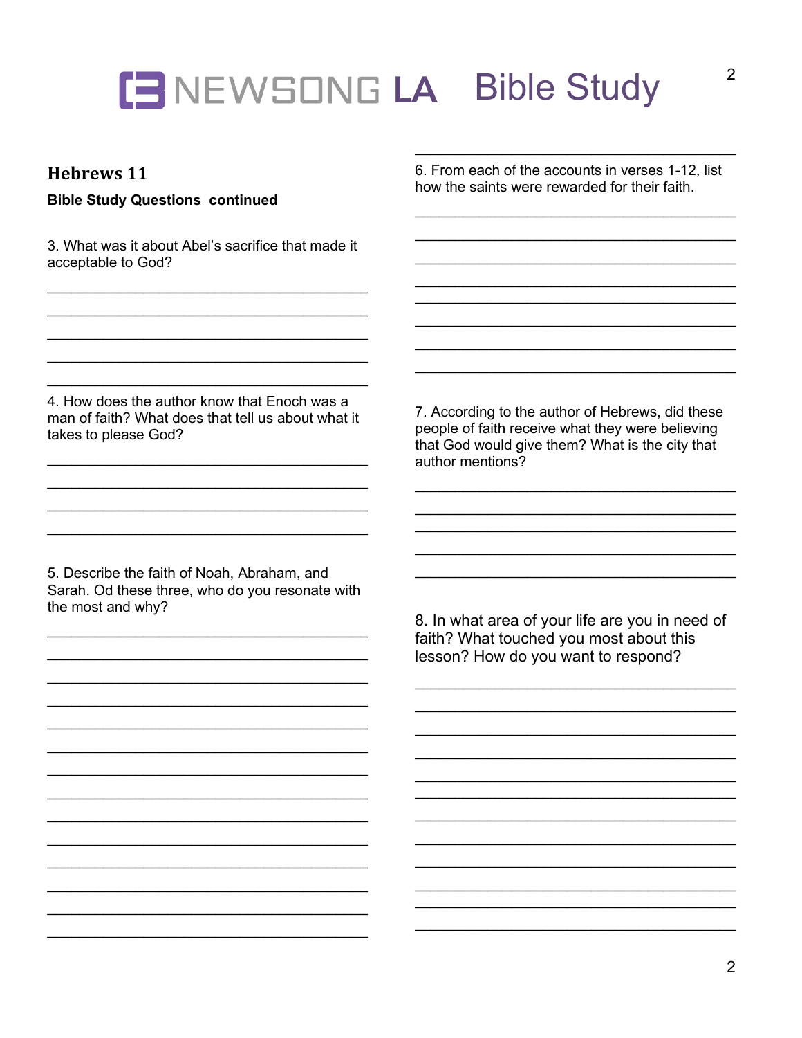# NEWSONG LA Bible Study

## Hebrews 11

**Bible Study Questions continued**

3. What was it about Abel's sacrifice that made it acceptable to God?

4. How does the author know that Enoch was a man of faith? What does that tell us about what it takes to please God?

5. Describe the faith of Noah, Abraham, and Sarah. Od these three, who do you resonate with the most and why?

6. From each of the accounts in verses 1-12, list how the saints were rewarded for their faith.

7. According to the author of Hebrews, did these people of faith receive what they were believing that God would give them? What is the city that author mentions?

8. In what area of your life are you in need of faith? What touched you most about this lesson? How do you want to respond?